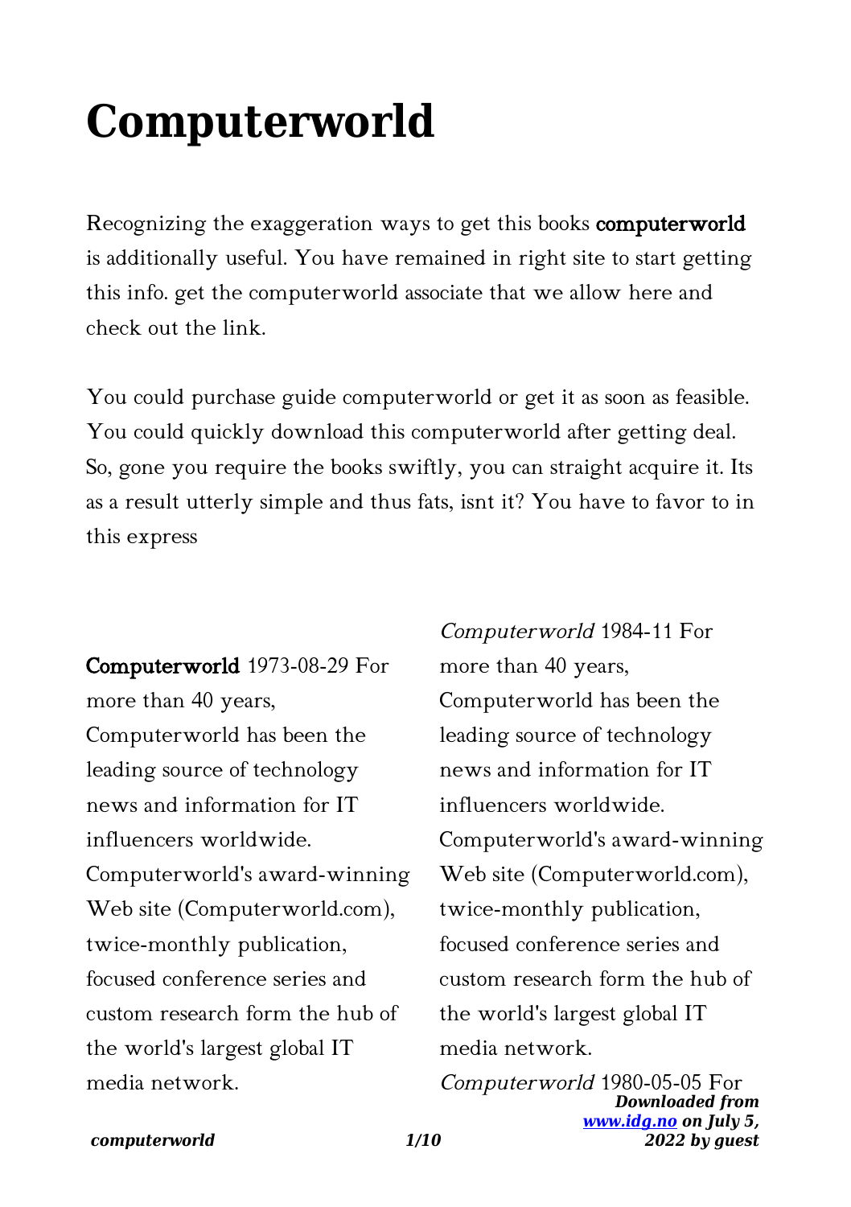# Computerworld

Recognizing the exaggeration ways to get this books **computerworld** is additionally useful. You have remained in right site to start getting this info. get the computerworld associate that we allow here and check out the link.

You could purchase guide computerworld or get it as soon as feasible. You could quickly download this computerworld after getting deal. So, gone you require the books swiftly, you can straight acquire it. Its as a result utterly simple and thus fats, isnt it? You have to favor to in this express

**Computerworld** 1973-08-29 For more than 40 years, Computerworld has been the leading source of technology news and information for IT influencers worldwide. Computerworld's award-winning Web site (Computerworld.com), twice-monthly publication, focused conference series and custom research form the hub of the world's largest global IT media network.

*Computerworld* 1984-11 For more than 40 years, Computerworld has been the leading source of technology news and information for IT influencers worldwide. Computerworld's award-winning Web site (Computerworld.com), twice-monthly publication, focused conference series and custom research form the hub of the world's largest global IT media network.

*Computerworld* 1980-05-05 For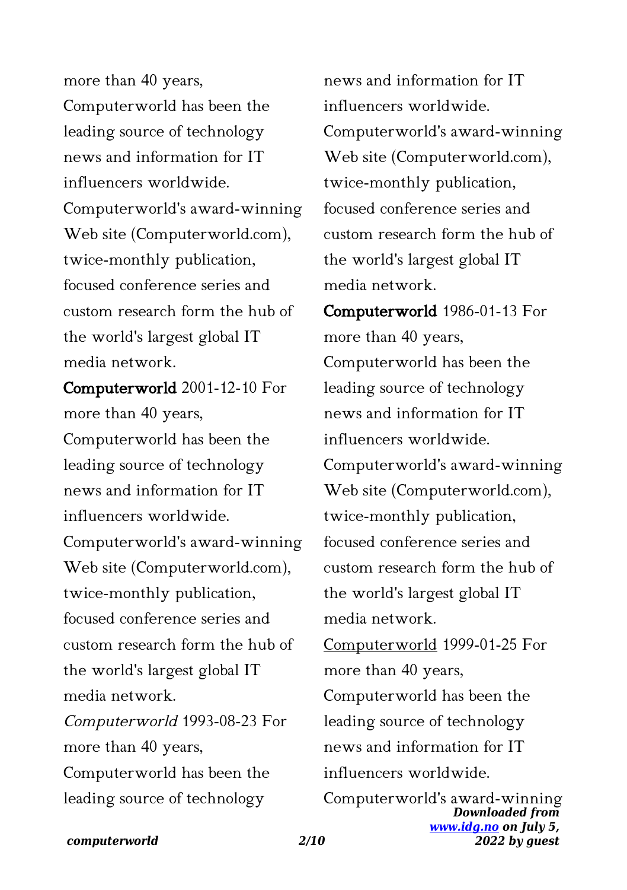more than 40 years, Computerworld has been the leading source of technology news and information for IT influencers worldwide. Computerworld's award-winning Web site (Computerworld.com), twice-monthly publication, focused conference series and custom research form the hub of the world's largest global IT media network.

**Computerworld** 2001-12-10 For more than 40 years, Computerworld has been the leading source of technology news and information for IT influencers worldwide. Computerworld's award-winning Web site (Computerworld.com), twice-monthly publication, focused conference series and custom research form the hub of the world's largest global IT media network.

*Computerworld* 1993-08-23 For more than 40 years, Computerworld has been the leading source of technology news and information for IT influencers worldwide. Computerworld's award-winning Web site (Computerworld.com), twice-monthly publication, focused conference series and custom research form the hub of the world's largest global IT media network.

**Computerworld** 1986-01-13 For more than 40 years, Computerworld has been the leading source of technology news and information for IT influencers worldwide. Computerworld's award-winning Web site (Computerworld.com), twice-monthly publication, focused conference series and custom research form the hub of the world's largest global IT media network.

Computerworld 1999-01-25 For more than 40 years, Computerworld has been the leading source of technology news and information for IT influencers worldwide. Computerworld's award-winning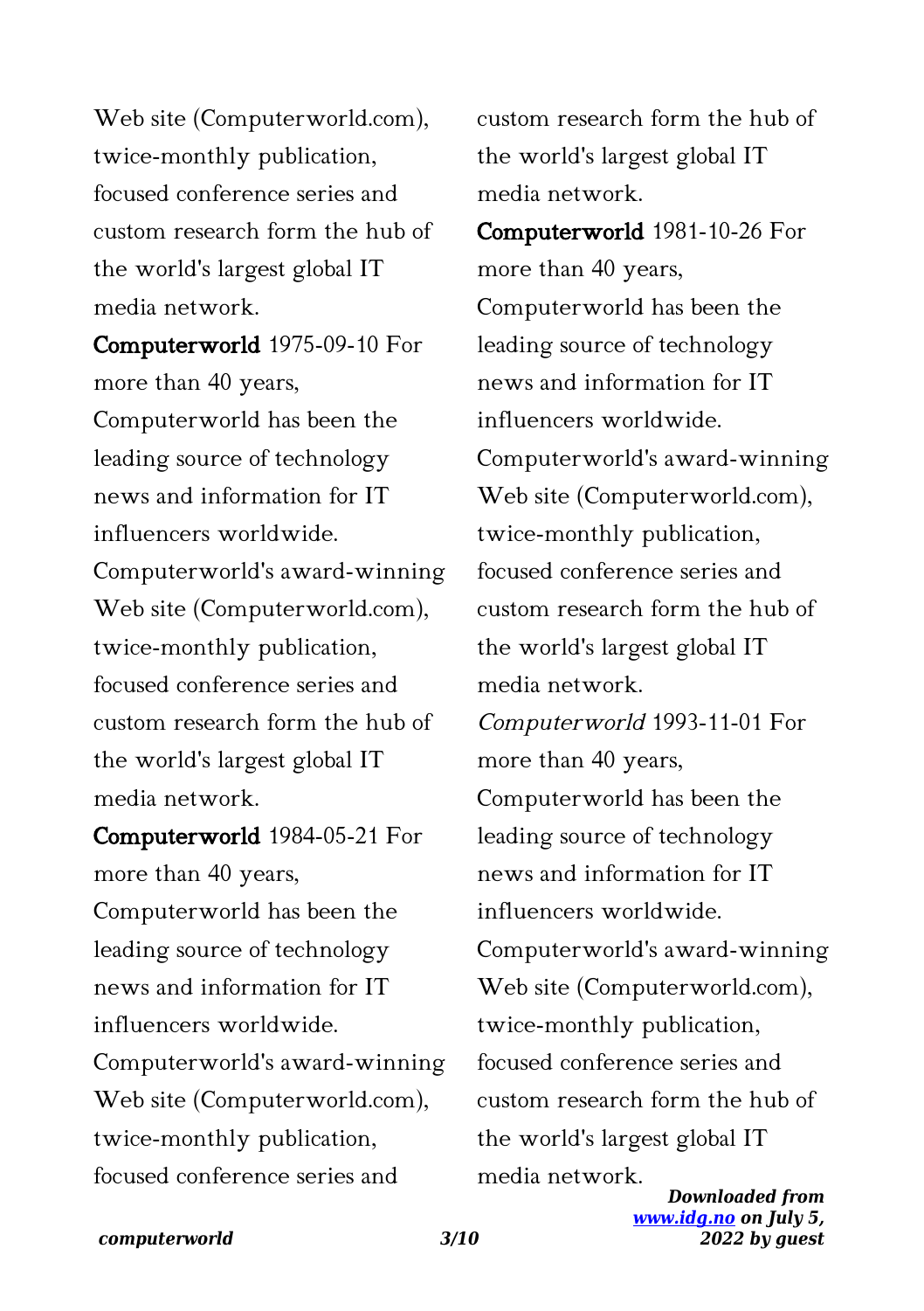Web site (Computerworld.com), twice-monthly publication, focused conference series and custom research form the hub of the world's largest global IT media network.

**Computerworld** 1975-09-10 For more than 40 years, Computerworld has been the leading source of technology news and information for IT influencers worldwide. Computerworld's award-winning Web site (Computerworld.com), twice-monthly publication, focused conference series and custom research form the hub of the world's largest global IT media network.

**Computerworld** 1984-05-21 For more than 40 years, Computerworld has been the leading source of technology news and information for IT influencers worldwide. Computerworld's award-winning Web site (Computerworld.com), twice-monthly publication, focused conference series and custom research form the hub of the world's largest global IT media network.

**Computerworld** 1981-10-26 For more than 40 years, Computerworld has been the leading source of technology news and information for IT influencers worldwide. Computerworld's award-winning Web site (Computerworld.com), twice-monthly publication, focused conference series and custom research form the hub of the world's largest global IT media network.

*Computerworld* 1993-11-01 For more than 40 years, Computerworld has been the leading source of technology news and information for IT influencers worldwide. Computerworld's award-winning Web site (Computerworld.com), twice-monthly publication, focused conference series and custom research form the hub of the world's largest global IT media network.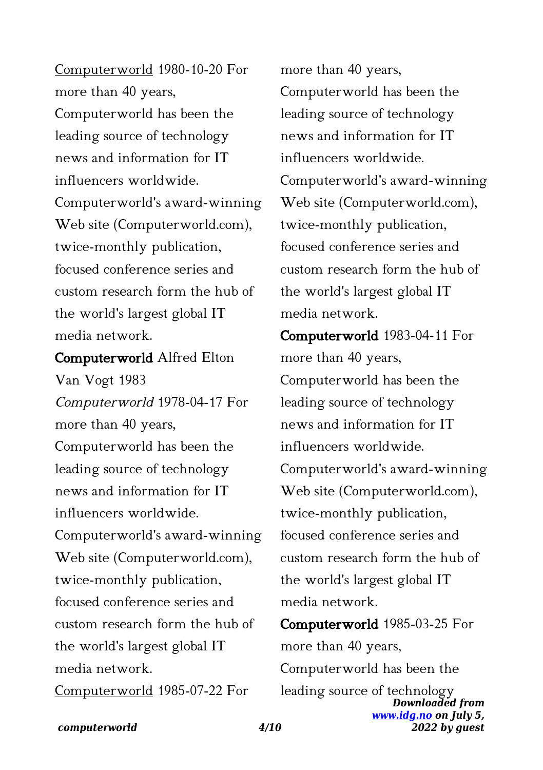Computerworld 1980-10-20 For more than 40 years, Computerworld has been the leading source of technology news and information for IT influencers worldwide. Computerworld's award-winning Web site (Computerworld.com), twice-monthly publication, focused conference series and custom research form the hub of the world's largest global IT media network.

**Computerworld** Alfred Elton Van Vogt 1983

*Computerworld* 1978-04-17 For more than 40 years, Computerworld has been the leading source of technology news and information for IT influencers worldwide. Computerworld's award-winning Web site (Computerworld.com), twice-monthly publication, focused conference series and custom research form the hub of the world's largest global IT media network.

Computerworld 1985-07-22 For more than 40 years, Computerworld has been the leading source of technology news and information for IT influencers worldwide. Computerworld's award-winning Web site (Computerworld.com), twice-monthly publication, focused conference series and custom research form the hub of the world's largest global IT media network.

**Computerworld** 1983-04-11 For more than 40 years, Computerworld has been the leading source of technology news and information for IT influencers worldwide. Computerworld's award-winning Web site (Computerworld.com), twice-monthly publication, focused conference series and custom research form the hub of the world's largest global IT media network.

**Computerworld** 1985-03-25 For more than 40 years, Computerworld has been the leading source of technology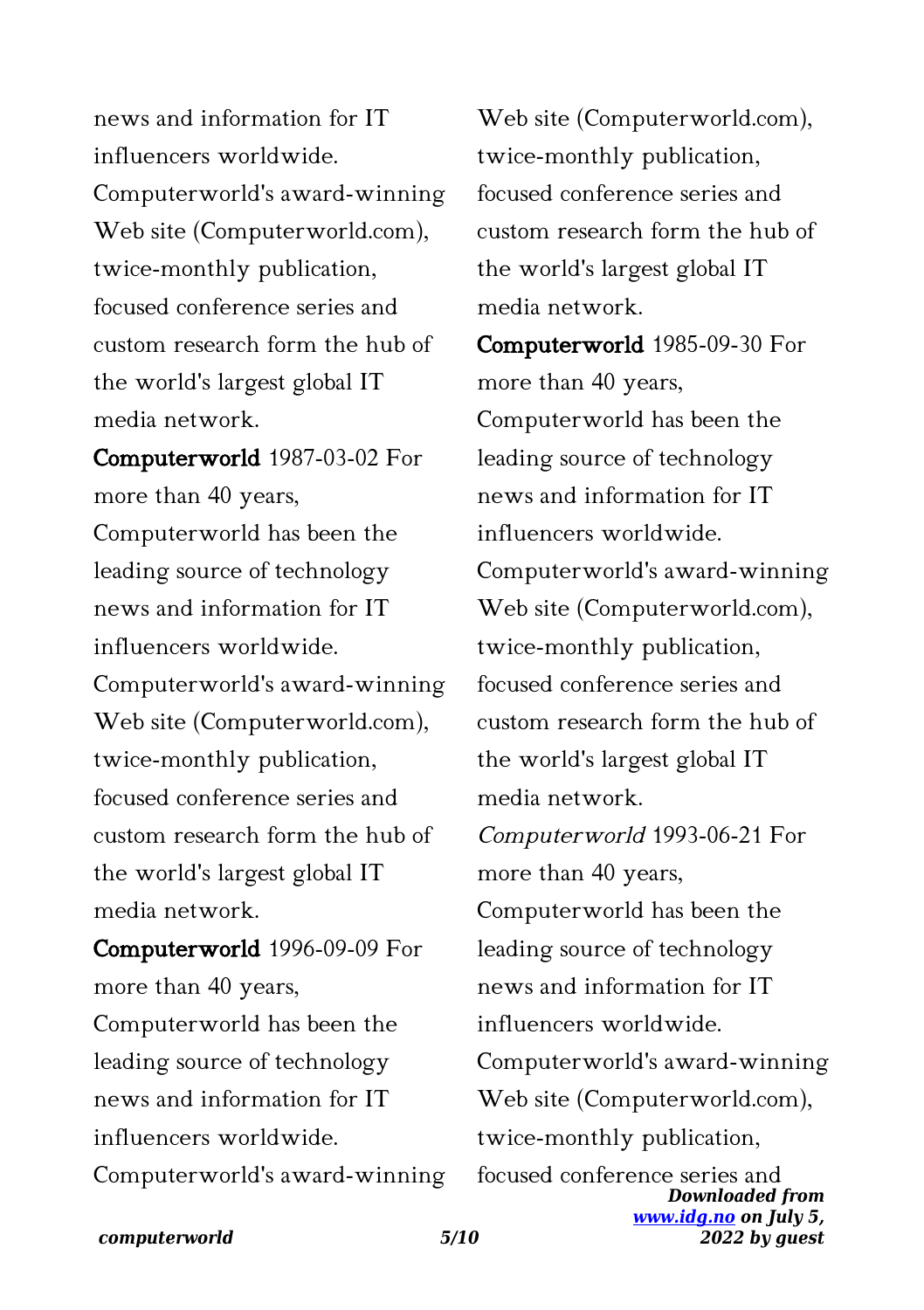news and information for IT influencers worldwide. Computerworld's award-winning Web site (Computerworld.com), twice-monthly publication, focused conference series and custom research form the hub of the world's largest global IT media network.

**Computerworld** 1987-03-02 For more than 40 years, Computerworld has been the leading source of technology news and information for IT influencers worldwide. Computerworld's award-winning Web site (Computerworld.com), twice-monthly publication, focused conference series and custom research form the hub of the world's largest global IT media network.

**Computerworld** 1996-09-09 For more than 40 years, Computerworld has been the leading source of technology news and information for IT influencers worldwide. Computerworld's award-winning Web site (Computerworld.com), twice-monthly publication, focused conference series and custom research form the hub of the world's largest global IT media network.

**Computerworld** 1985-09-30 For more than 40 years, Computerworld has been the leading source of technology news and information for IT influencers worldwide. Computerworld's award-winning Web site (Computerworld.com), twice-monthly publication, focused conference series and custom research form the hub of the world's largest global IT media network.

*Computerworld* 1993-06-21 For more than 40 years, Computerworld has been the leading source of technology news and information for IT influencers worldwide. Computerworld's award-winning Web site (Computerworld.com), twice-monthly publication, focused conference series and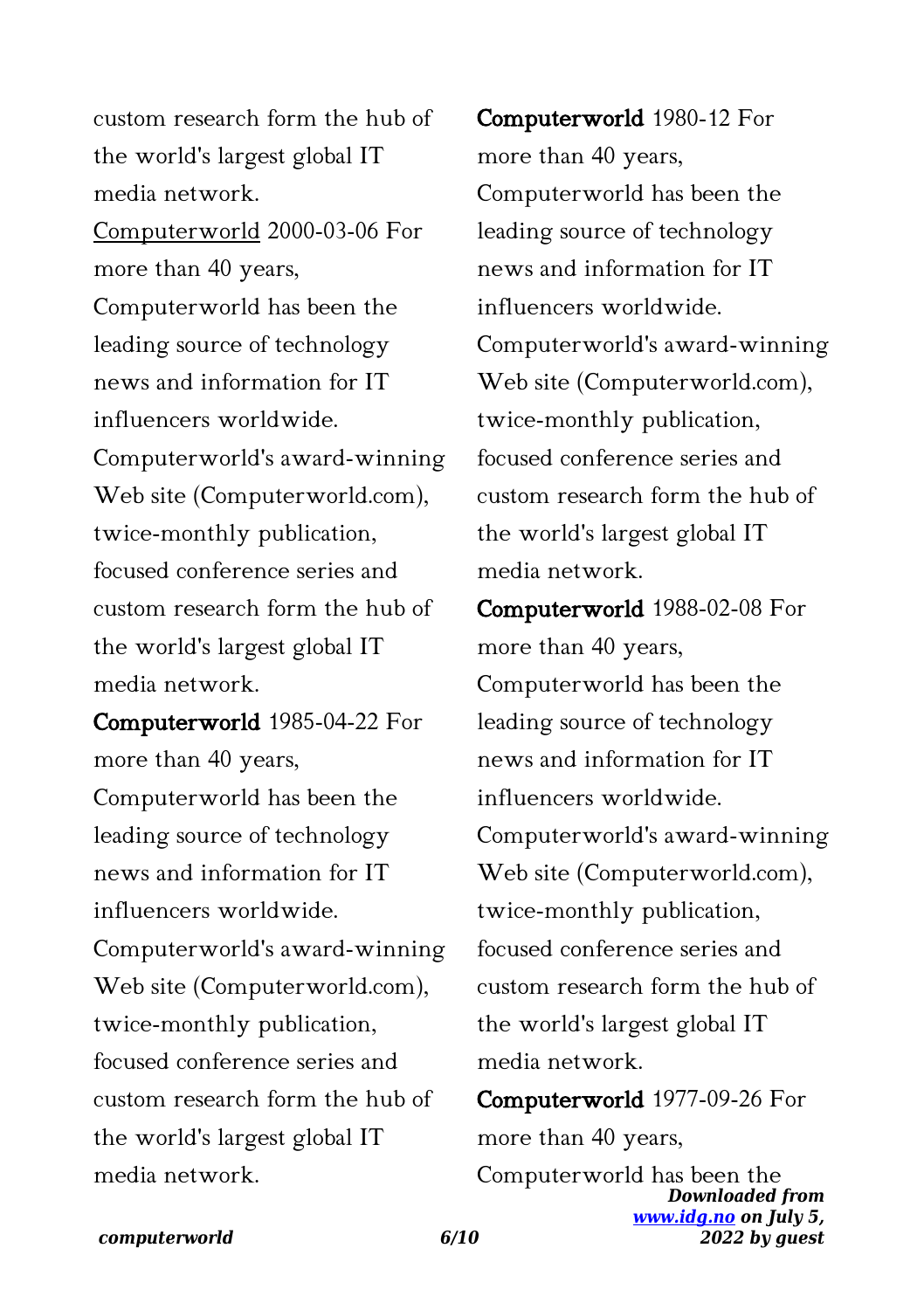custom research form the hub of the world's largest global IT media network.

Computerworld 2000-03-06 For more than 40 years, Computerworld has been the leading source of technology news and information for IT influencers worldwide. Computerworld's award-winning Web site (Computerworld.com), twice-monthly publication, focused conference series and custom research form the hub of the world's largest global IT media network.

**Computerworld** 1985-04-22 For more than 40 years, Computerworld has been the leading source of technology news and information for IT influencers worldwide. Computerworld's award-winning Web site (Computerworld.com), twice-monthly publication, focused conference series and custom research form the hub of the world's largest global IT media network.

**Computerworld** 1980-12 For more than 40 years, Computerworld has been the leading source of technology news and information for IT influencers worldwide. Computerworld's award-winning Web site (Computerworld.com), twice-monthly publication, focused conference series and custom research form the hub of the world's largest global IT media network.

**Computerworld** 1988-02-08 For more than 40 years, Computerworld has been the leading source of technology news and information for IT influencers worldwide. Computerworld's award-winning Web site (Computerworld.com), twice-monthly publication, focused conference series and custom research form the hub of the world's largest global IT media network.

**Computerworld** 1977-09-26 For more than 40 years, Computerworld has been the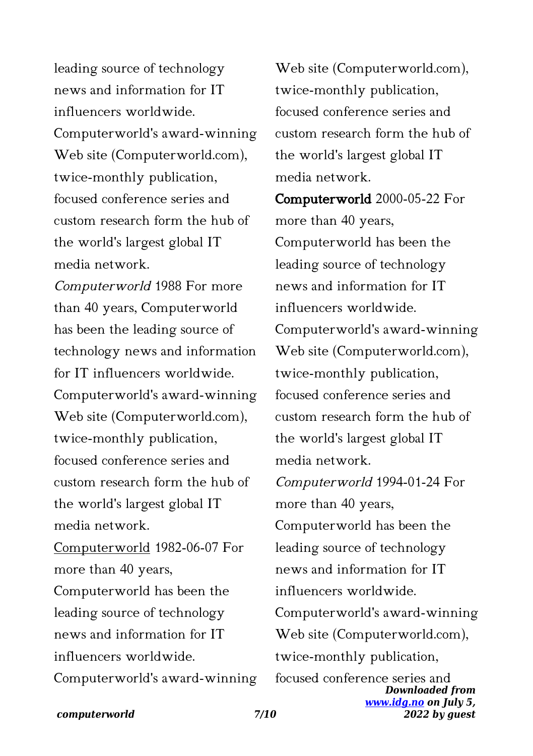leading source of technology news and information for IT influencers worldwide. Computerworld's award-winning Web site (Computerworld.com), twice-monthly publication, focused conference series and custom research form the hub of the world's largest global IT media network.

*Computerworld* 1988 For more than 40 years, Computerworld has been the leading source of technology news and information for IT influencers worldwide. Computerworld's award-winning Web site (Computerworld.com), twice-monthly publication, focused conference series and custom research form the hub of the world's largest global IT media network.

Computerworld 1982-06-07 For more than 40 years, Computerworld has been the leading source of technology news and information for IT influencers worldwide. Computerworld's award-winning Web site (Computerworld.com), twice-monthly publication, focused conference series and custom research form the hub of the world's largest global IT media network.

**Computerworld** 2000-05-22 For more than 40 years, Computerworld has been the leading source of technology news and information for IT influencers worldwide. Computerworld's award-winning Web site (Computerworld.com), twice-monthly publication, focused conference series and custom research form the hub of the world's largest global IT media network.

*Computerworld* 1994-01-24 For more than 40 years, Computerworld has been the leading source of technology news and information for IT influencers worldwide. Computerworld's award-winning Web site (Computerworld.com), twice-monthly publication, focused conference series and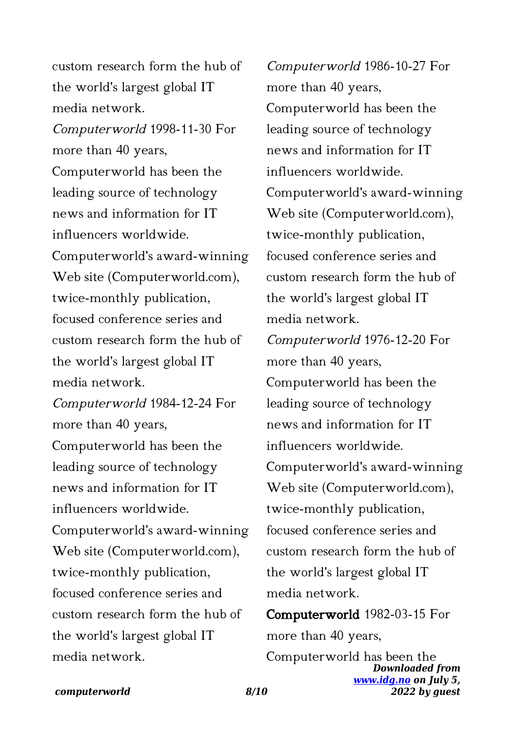custom research form the hub of the world's largest global IT media network.

*Computerworld* 1998-11-30 For more than 40 years, Computerworld has been the leading source of technology news and information for IT influencers worldwide. Computerworld's award-winning Web site (Computerworld.com), twice-monthly publication, focused conference series and custom research form the hub of the world's largest global IT media network.

*Computerworld* 1984-12-24 For more than 40 years, Computerworld has been the leading source of technology news and information for IT influencers worldwide. Computerworld's award-winning Web site (Computerworld.com), twice-monthly publication, focused conference series and custom research form the hub of the world's largest global IT media network.

*Computerworld* 1986-10-27 For more than 40 years, Computerworld has been the leading source of technology news and information for IT influencers worldwide. Computerworld's award-winning Web site (Computerworld.com), twice-monthly publication, focused conference series and custom research form the hub of the world's largest global IT media network.

*Computerworld* 1976-12-20 For more than 40 years, Computerworld has been the leading source of technology news and information for IT influencers worldwide. Computerworld's award-winning Web site (Computerworld.com), twice-monthly publication, focused conference series and custom research form the hub of the world's largest global IT media network.

**Computerworld** 1982-03-15 For more than 40 years, Computerworld has been the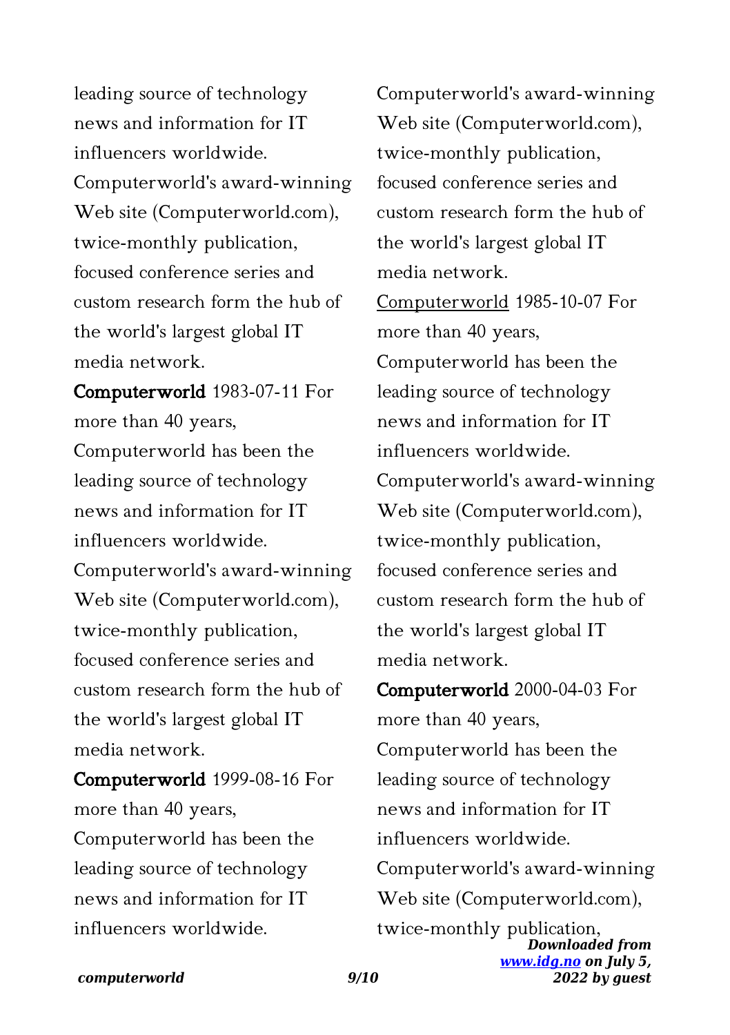leading source of technology news and information for IT influencers worldwide. Computerworld's award-winning Web site (Computerworld.com), twice-monthly publication, focused conference series and custom research form the hub of the world's largest global IT media network.

**Computerworld** 1983-07-11 For more than 40 years, Computerworld has been the leading source of technology news and information for IT influencers worldwide. Computerworld's award-winning Web site (Computerworld.com), twice-monthly publication, focused conference series and custom research form the hub of the world's largest global IT media network.

**Computerworld** 1999-08-16 For more than 40 years, Computerworld has been the leading source of technology news and information for IT influencers worldwide. Computerworld's award-winning Web site (Computerworld.com), twice-monthly publication, focused conference series and custom research form the hub of the world's largest global IT media network.

Computerworld 1985-10-07 For more than 40 years, Computerworld has been the leading source of technology news and information for IT influencers worldwide. Computerworld's award-winning Web site (Computerworld.com), twice-monthly publication, focused conference series and custom research form the hub of the world's largest global IT media network.

**Computerworld** 2000-04-03 For more than 40 years, Computerworld has been the leading source of technology news and information for IT influencers worldwide. Computerworld's award-winning Web site (Computerworld.com), twice-monthly publication,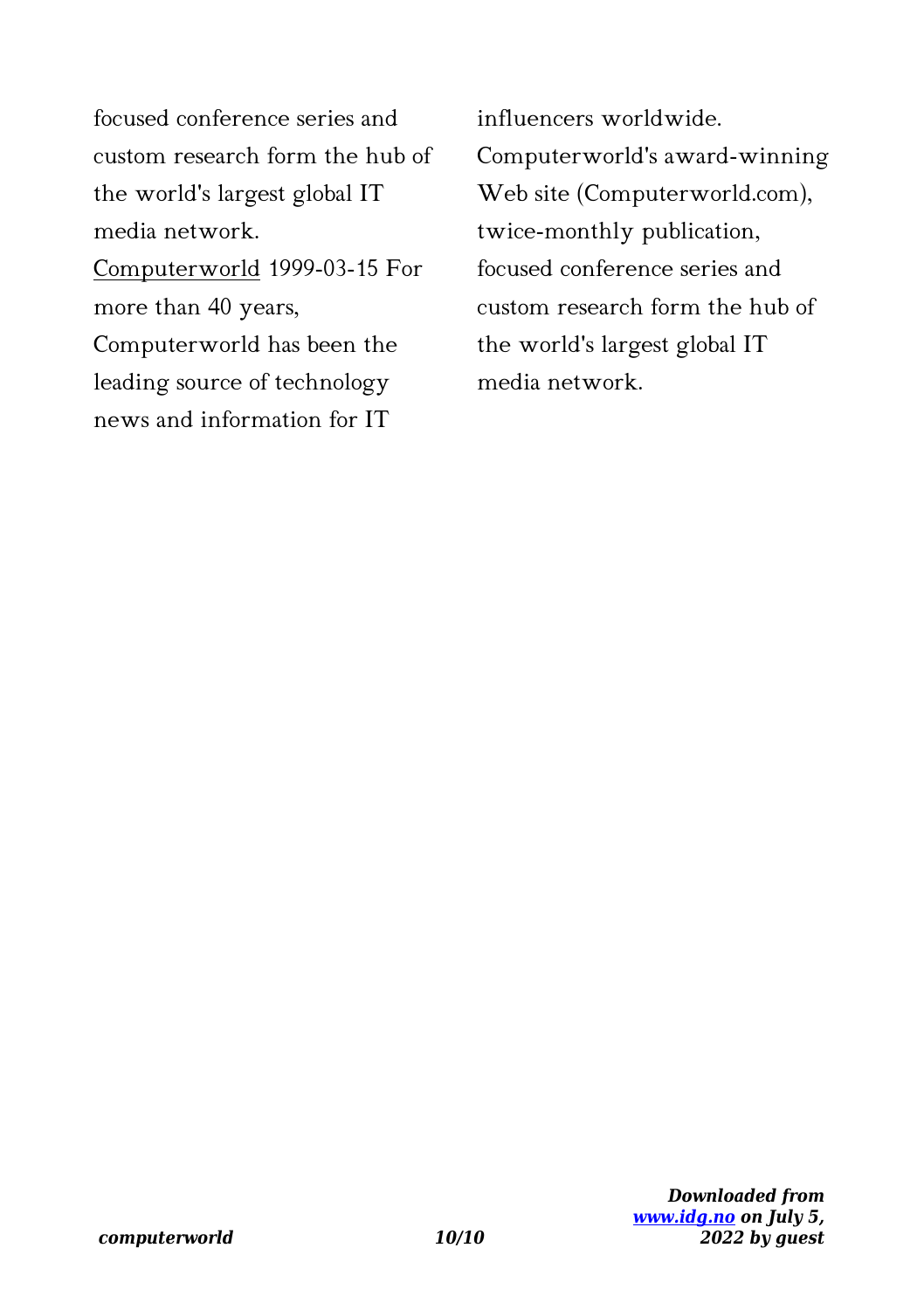focused conference series and custom research form the hub of the world's largest global IT media network.

Computerworld 1999-03-15 For more than 40 years, Computerworld has been the leading source of technology news and information for IT influencers worldwide. Computerworld's award-winning Web site (Computerworld.com), twice-monthly publication, focused conference series and custom research form the hub of the world's largest global IT media network.